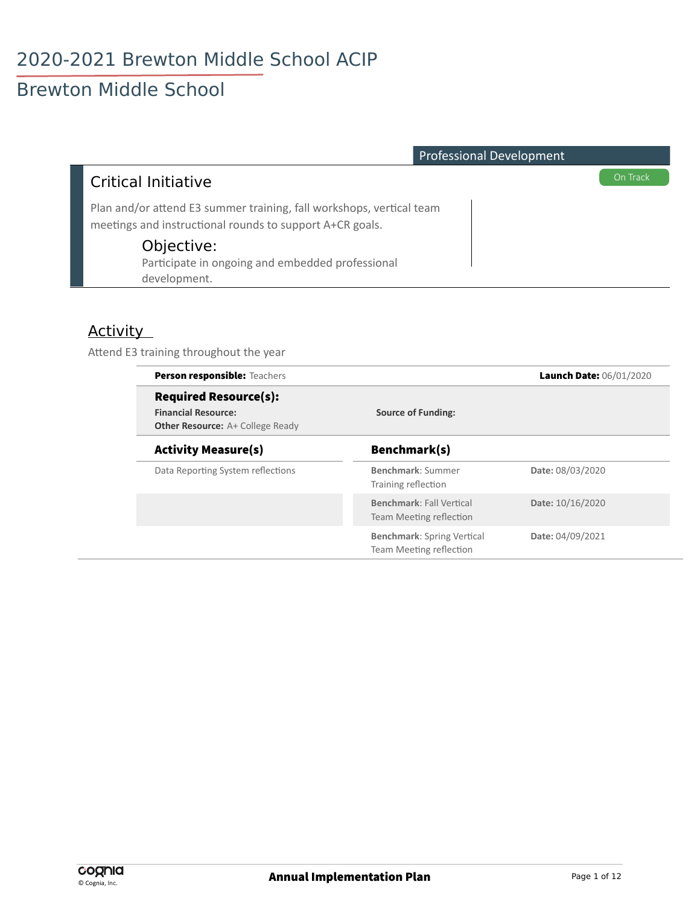# 2020-2021 Brewton Middle School ACIP

## Brewton Middle School

Professional Development

### Critical Initiative

On Track

Plan and/or attend E3 summer training, fall workshops, vertical team meetings and instructional rounds to support A+CR goals.

#### Objective:

Participate in ongoing and embedded professional development.

### Activity

Attend E3 training throughout the year

**Person responsible:** Teachers

**Launch Date:** 06/01/2020

**Required Resource(s):**

**Financial Resource:**

**Source of Funding:**

**Other Resource:** A+ College Ready

| Activity Measure(s) | Benchmark(s) | |
|---|---|---|
| Data Reporting System reflections | **Benchmark**: Summer Training reflection | **Date:** 08/03/2020 |
| | **Benchmark**: Fall Vertical Team Meeting reflection | **Date:** 10/16/2020 |
| | **Benchmark**: Spring Vertical Team Meeting reflection | **Date:** 04/09/2021 |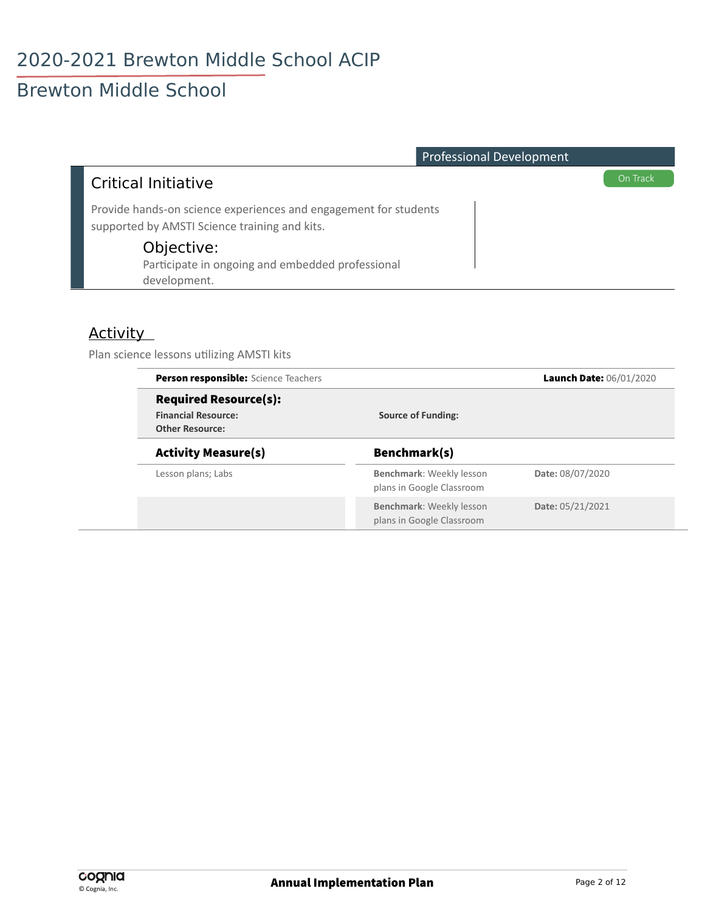# 2020-2021 Brewton Middle School ACIP

## Brewton Middle School

Professional Development

### Critical Initiative

On Track

Provide hands-on science experiences and engagement for students supported by AMSTI Science training and kits.

#### Objective:

Participate in ongoing and embedded professional development.

### Activity

Plan science lessons utilizing AMSTI kits

**Person responsible:** Science Teachers

**Launch Date:** 06/01/2020

**Required Resource(s):**

**Financial Resource:**

**Source of Funding:**

**Other Resource:**

| Activity Measure(s) | Benchmark(s) | |
|---|---|---|
| Lesson plans; Labs | **Benchmark**: Weekly lesson plans in Google Classroom | **Date:** 08/07/2020 |
| | **Benchmark**: Weekly lesson plans in Google Classroom | **Date:** 05/21/2021 |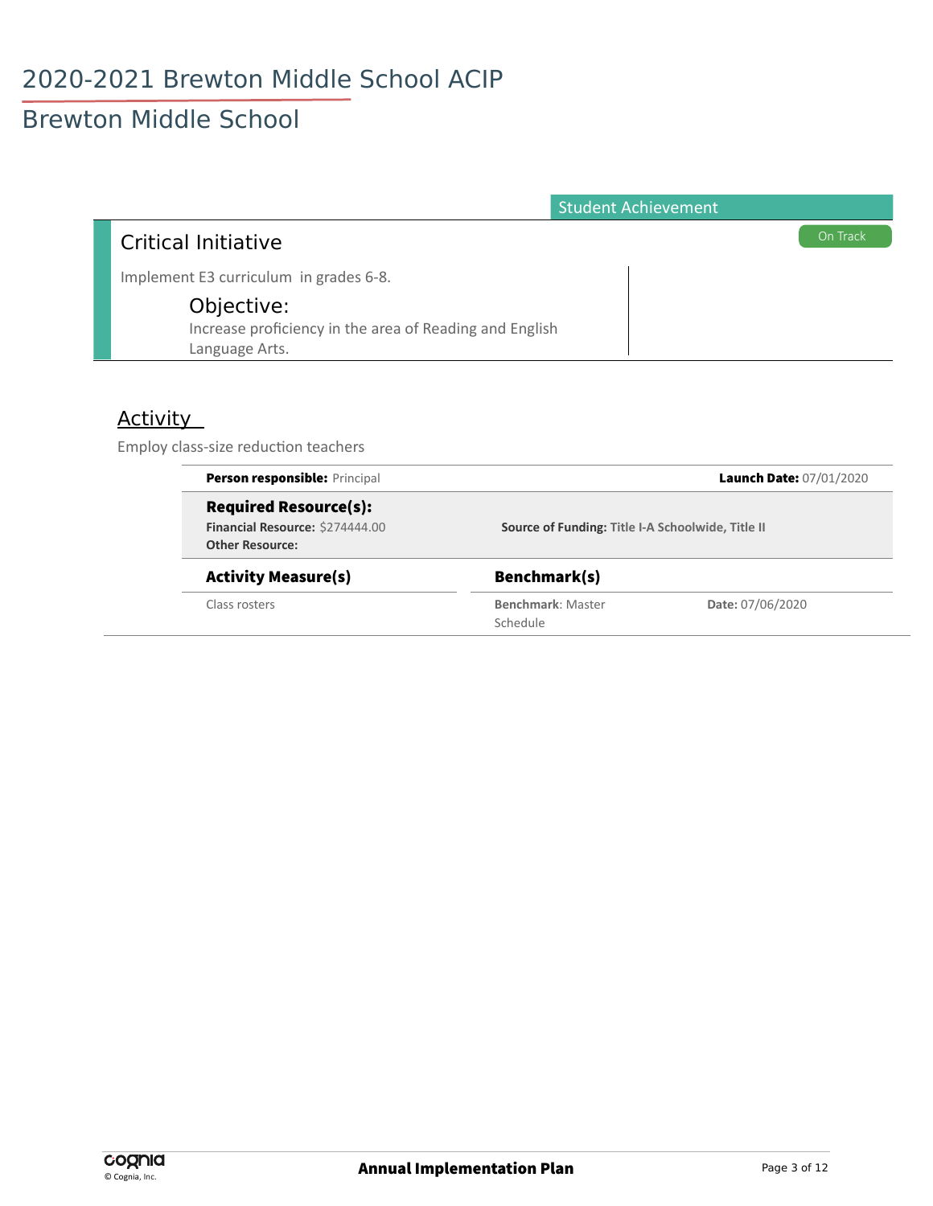# 2020-2021 Brewton Middle School ACIP

## Brewton Middle School

Student Achievement

### Critical Initiative

On Track

Implement E3 curriculum in grades 6-8.

#### Objective:

Increase proficiency in the area of Reading and English Language Arts.

### Activity

Employ class-size reduction teachers

**Person responsible:** Principal

**Launch Date:** 07/01/2020

**Required Resource(s):**

**Financial Resource:** $274444.00

**Source of Funding:** Title I-A Schoolwide, Title II

**Other Resource:**

| Activity Measure(s) | Benchmark(s) | |
|---|---|---|
| Class rosters | **Benchmark**: Master Schedule | **Date:** 07/06/2020 |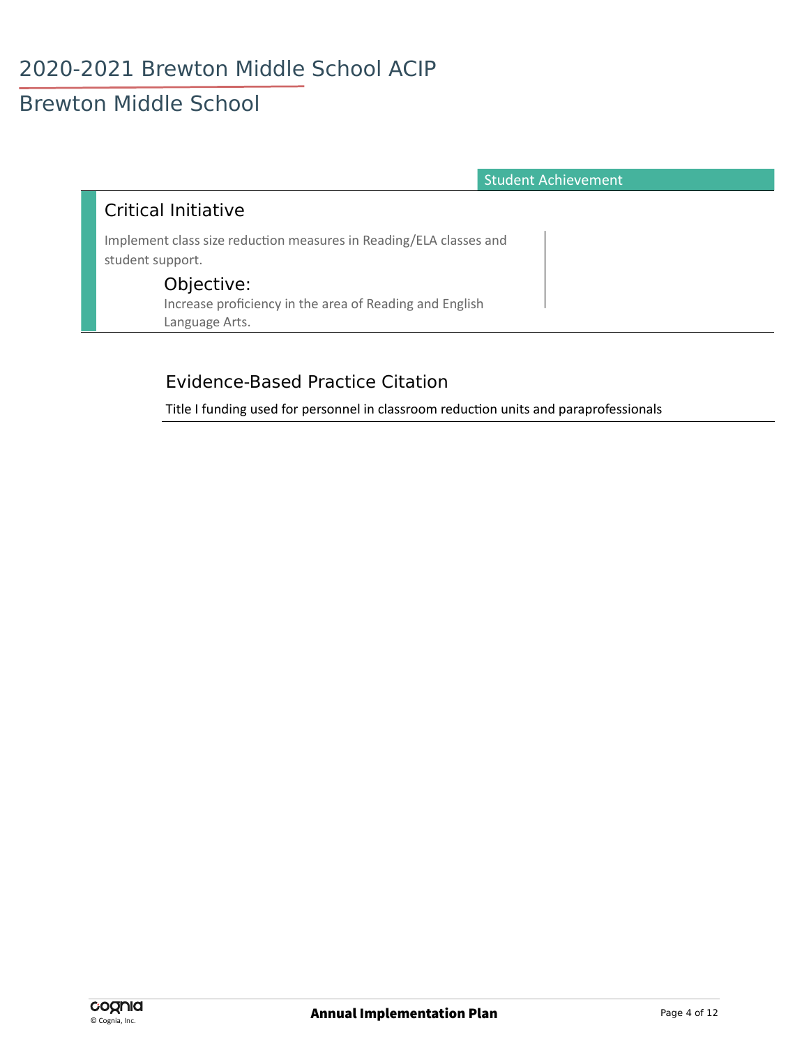# 2020-2021 Brewton Middle School ACIP

## Brewton Middle School

Student Achievement

### Critical Initiative

Implement class size reduction measures in Reading/ELA classes and student support.

#### Objective:

Increase proficiency in the area of Reading and English Language Arts.

### Evidence-Based Practice Citation

Title I funding used for personnel in classroom reduction units and paraprofessionals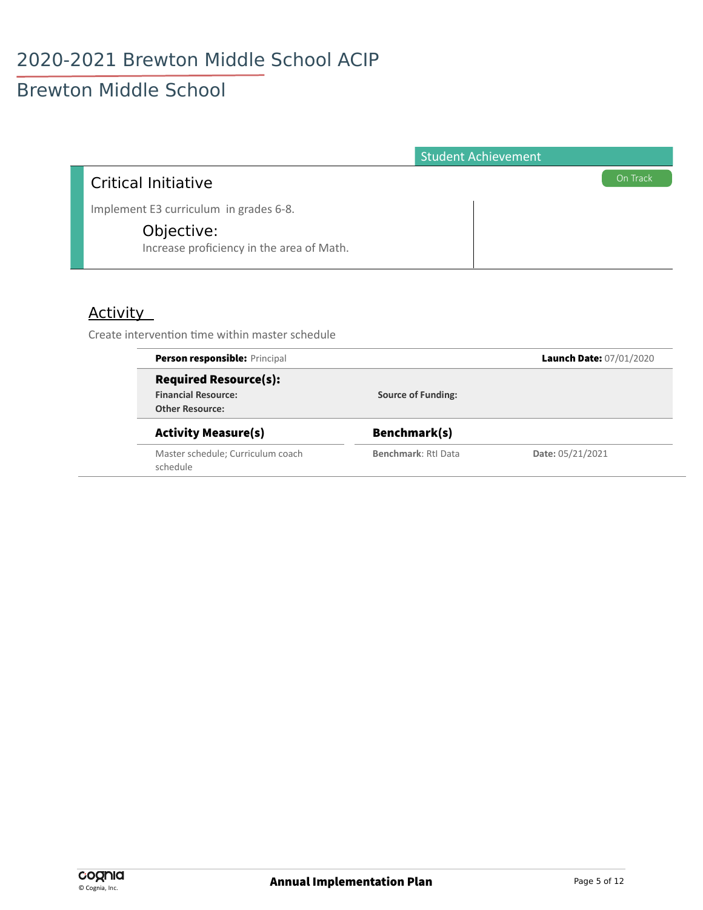# 2020-2021 Brewton Middle School ACIP

## Brewton Middle School

Student Achievement

### Critical Initiative

On Track

Implement E3 curriculum in grades 6-8.

#### Objective:

Increase proficiency in the area of Math.

### Activity

Create intervention time within master schedule

**Person responsible:** Principal

**Launch Date:** 07/01/2020

**Required Resource(s):**

**Financial Resource:**

**Source of Funding:**

**Other Resource:**

| Activity Measure(s) | Benchmark(s) | |
|---|---|---|
| Master schedule; Curriculum coach schedule | **Benchmark**: RtI Data | **Date:** 05/21/2021 |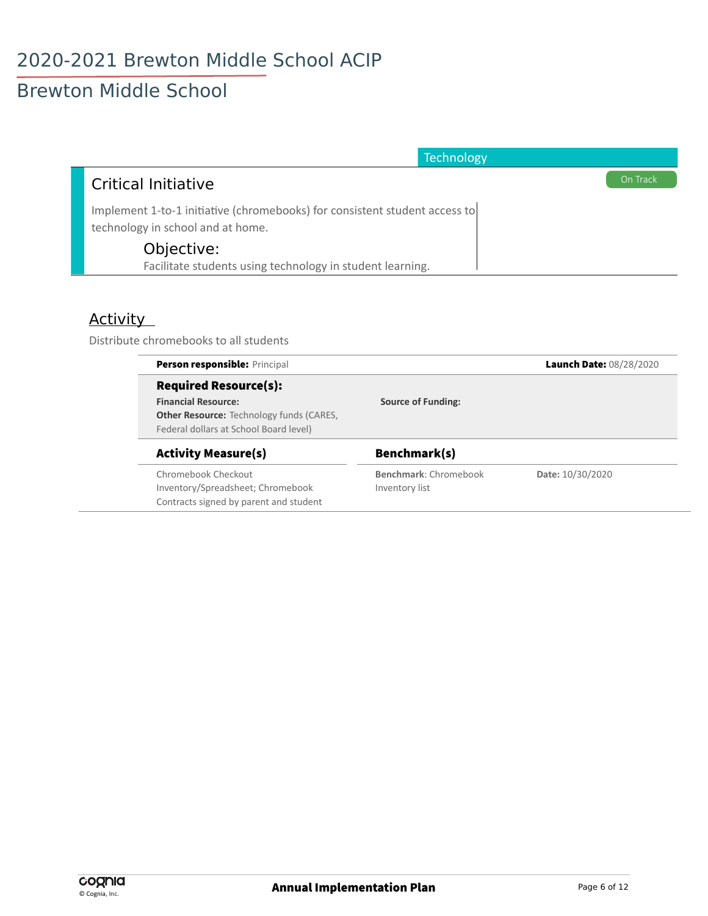# 2020-2021 Brewton Middle School ACIP

## Brewton Middle School

Technology

### Critical Initiative

On Track

Implement 1-to-1 initiative (chromebooks) for consistent student access to technology in school and at home.

**Objective:**

Facilitate students using technology in student learning.

### Activity

Distribute chromebooks to all students

**Person responsible:** Principal

**Launch Date:** 08/28/2020

**Required Resource(s):**

**Financial Resource:**

**Source of Funding:**

**Other Resource:** Technology funds (CARES, Federal dollars at School Board level)

| Activity Measure(s) | Benchmark(s) | |
|---|---|---|
| Chromebook Checkout Inventory/Spreadsheet; Chromebook Contracts signed by parent and student | **Benchmark**: Chromebook Inventory list | **Date:** 10/30/2020 |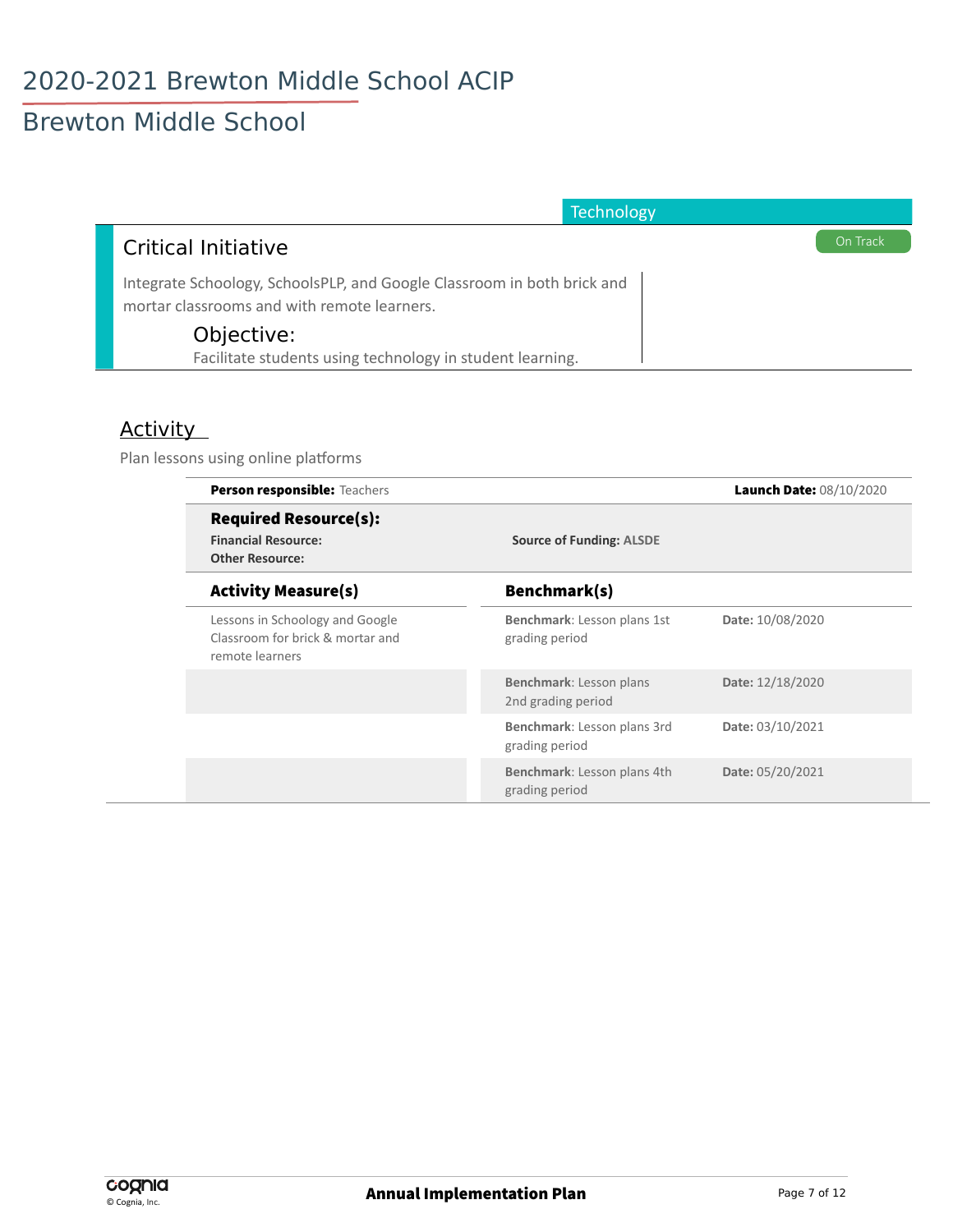# 2020-2021 Brewton Middle School ACIP

## Brewton Middle School

Technology

### Critical Initiative

On Track

Integrate Schoology, SchoolsPLP, and Google Classroom in both brick and mortar classrooms and with remote learners.

**Objective:**

Facilitate students using technology in student learning.

### Activity

Plan lessons using online platforms

**Person responsible:** Teachers

**Launch Date:** 08/10/2020

**Required Resource(s):**

**Financial Resource:**

**Source of Funding:** ALSDE

**Other Resource:**

| Activity Measure(s) | Benchmark(s) | Date |
| --- | --- | --- |
| Lessons in Schoology and Google Classroom for brick & mortar and remote learners | **Benchmark**: Lesson plans 1st grading period | **Date:** 10/08/2020 |
| | **Benchmark**: Lesson plans 2nd grading period | **Date:** 12/18/2020 |
| | **Benchmark**: Lesson plans 3rd grading period | **Date:** 03/10/2021 |
| | **Benchmark**: Lesson plans 4th grading period | **Date:** 05/20/2021 |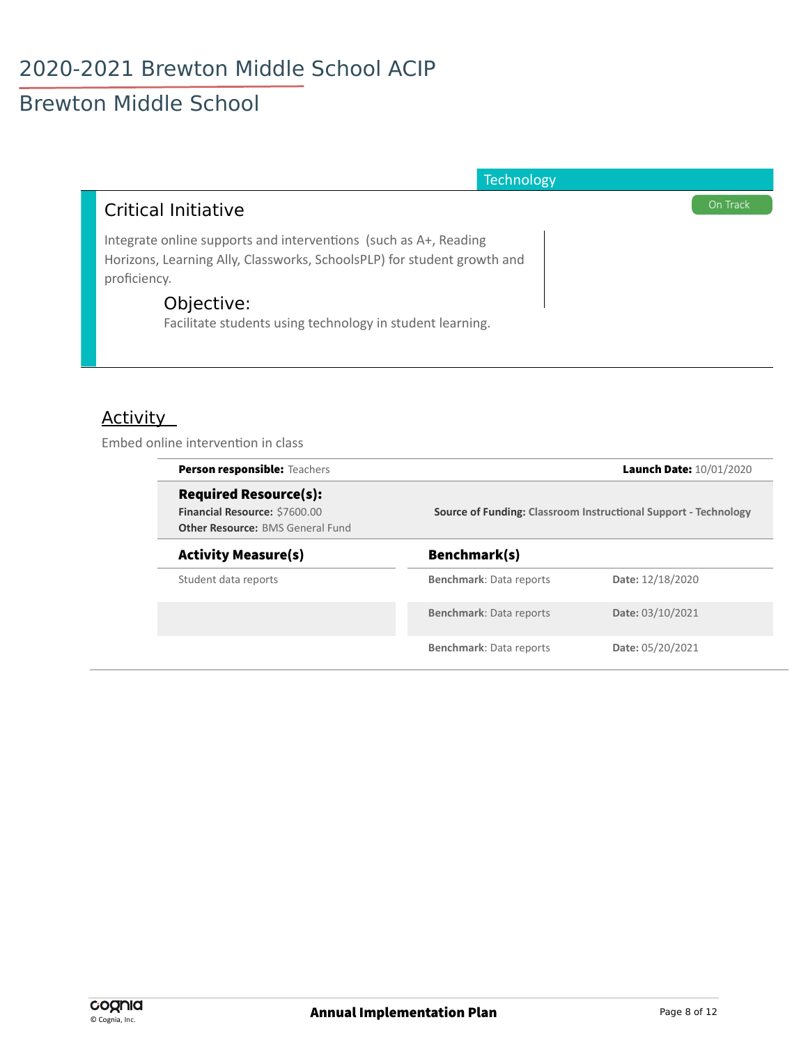# 2020-2021 Brewton Middle School ACIP

## Brewton Middle School

Technology

### Critical Initiative

On Track

Integrate online supports and interventions (such as A+, Reading Horizons, Learning Ally, Classworks, SchoolsPLP) for student growth and proficiency.

#### Objective:

Facilitate students using technology in student learning.

### Activity

Embed online intervention in class

**Person responsible:** Teachers

**Launch Date:** 10/01/2020

**Required Resource(s):**

**Financial Resource:** $7600.00

**Other Resource:** BMS General Fund

**Source of Funding:** Classroom Instructional Support - Technology

| Activity Measure(s) | Benchmark(s) | |
|---|---|---|
| Student data reports | **Benchmark**: Data reports | **Date:** 12/18/2020 |
| | **Benchmark**: Data reports | **Date:** 03/10/2021 |
| | **Benchmark**: Data reports | **Date:** 05/20/2021 |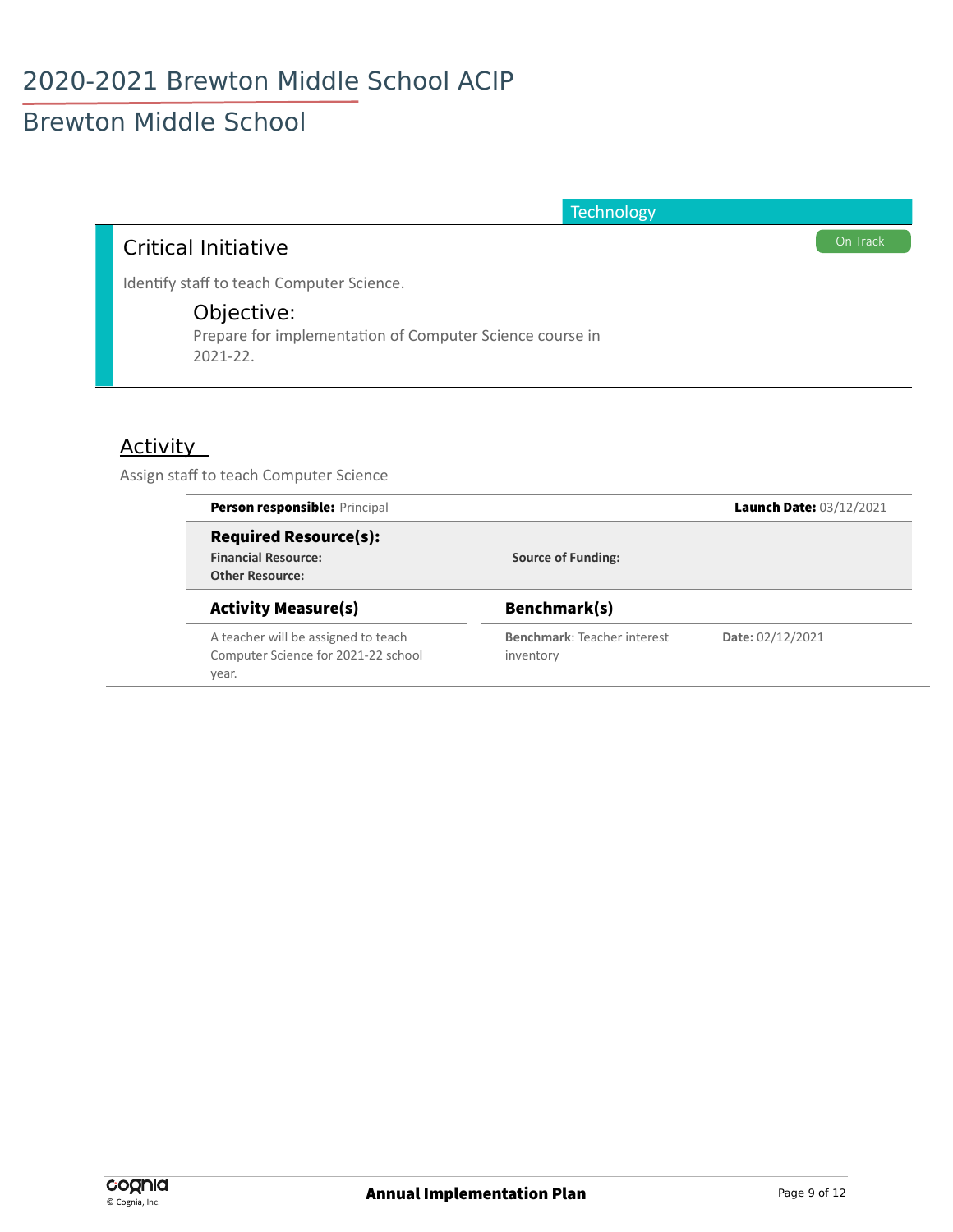# 2020-2021 Brewton Middle School ACIP

## Brewton Middle School

**Technology**

### Critical Initiative

On Track

Identify staff to teach Computer Science.

**Objective:**

Prepare for implementation of Computer Science course in 2021-22.

### Activity

Assign staff to teach Computer Science

**Person responsible:** Principal

**Launch Date:** 03/12/2021

**Required Resource(s):**

**Financial Resource:**

**Source of Funding:**

**Other Resource:**

| Activity Measure(s) | Benchmark(s) | |
|---|---|---|
| A teacher will be assigned to teach Computer Science for 2021-22 school year. | **Benchmark**: Teacher interest inventory | **Date:** 02/12/2021 |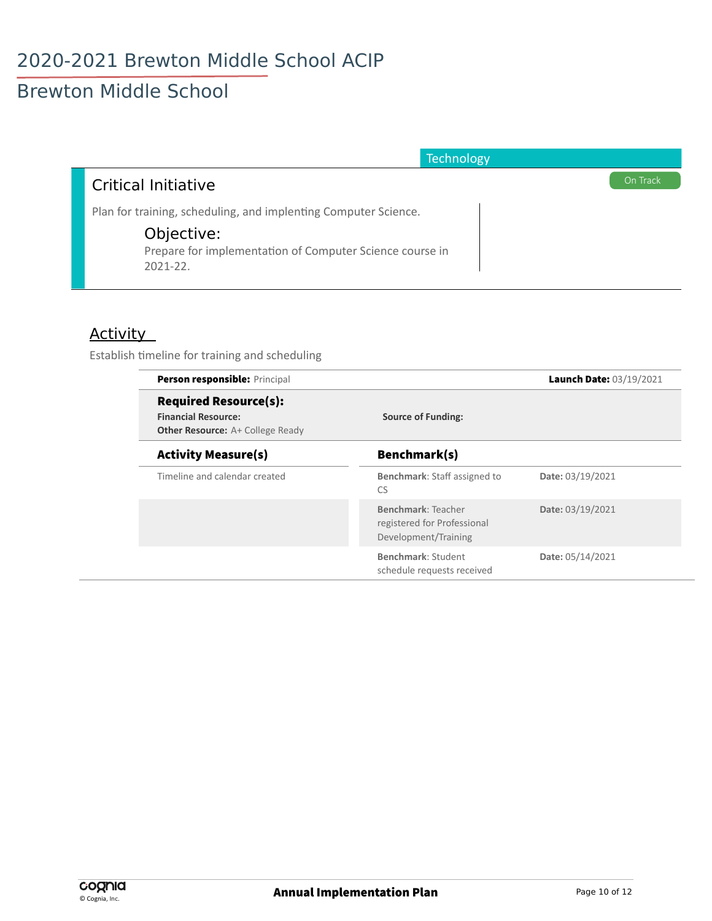# 2020-2021 Brewton Middle School ACIP

## Brewton Middle School

Technology

### Critical Initiative

On Track

Plan for training, scheduling, and implenting Computer Science.

#### Objective:

Prepare for implementation of Computer Science course in 2021-22.

### Activity

Establish timeline for training and scheduling

**Person responsible:** Principal

**Launch Date:** 03/19/2021

**Required Resource(s):**

**Financial Resource:**

**Source of Funding:**

**Other Resource:** A+ College Ready

| Activity Measure(s) | Benchmark(s) | |
|---|---|---|
| Timeline and calendar created | **Benchmark**: Staff assigned to CS | **Date:** 03/19/2021 |
| | **Benchmark**: Teacher registered for Professional Development/Training | **Date:** 03/19/2021 |
| | **Benchmark**: Student schedule requests received | **Date:** 05/14/2021 |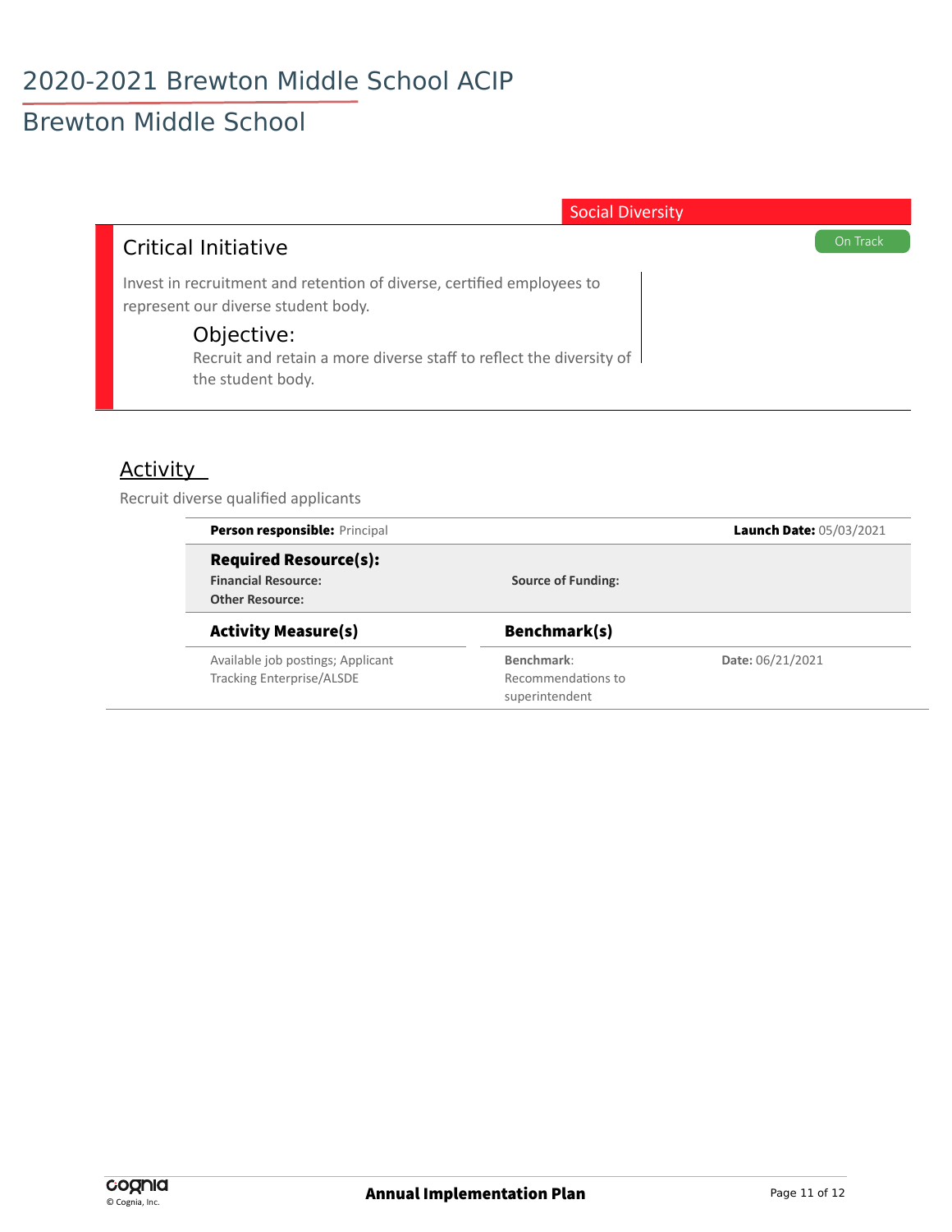# 2020-2021 Brewton Middle School ACIP

## Brewton Middle School

Social Diversity

### Critical Initiative

On Track

Invest in recruitment and retention of diverse, certified employees to represent our diverse student body.

#### Objective:

Recruit and retain a more diverse staff to reflect the diversity of the student body.

### Activity

Recruit diverse qualified applicants

**Person responsible:** Principal

**Launch Date:** 05/03/2021

**Required Resource(s):**

**Financial Resource:**

**Source of Funding:**

**Other Resource:**

| Activity Measure(s) | Benchmark(s) | |
|---|---|---|
| Available job postings; Applicant Tracking Enterprise/ALSDE | **Benchmark**: Recommendations to superintendent | **Date:** 06/21/2021 |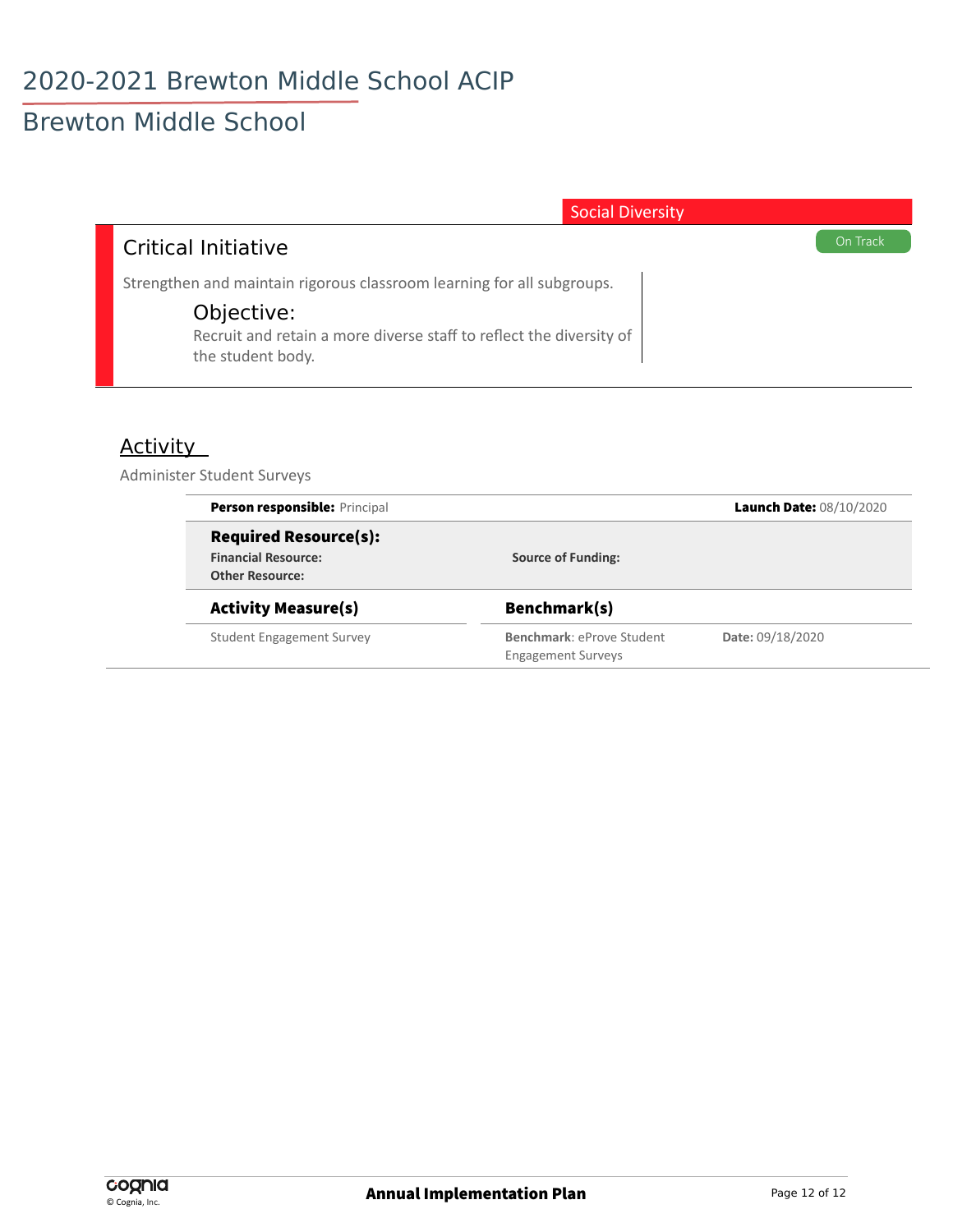# 2020-2021 Brewton Middle School ACIP

## Brewton Middle School

Social Diversity

### Critical Initiative

On Track

Strengthen and maintain rigorous classroom learning for all subgroups.

**Objective:**

Recruit and retain a more diverse staff to reflect the diversity of the student body.

### Activity

Administer Student Surveys

**Person responsible:** Principal

**Launch Date:** 08/10/2020

**Required Resource(s):**

**Financial Resource:**

**Source of Funding:**

**Other Resource:**

| Activity Measure(s) | Benchmark(s) | |
|---|---|---|
| Student Engagement Survey | **Benchmark**: eProve Student Engagement Surveys | **Date:** 09/18/2020 |